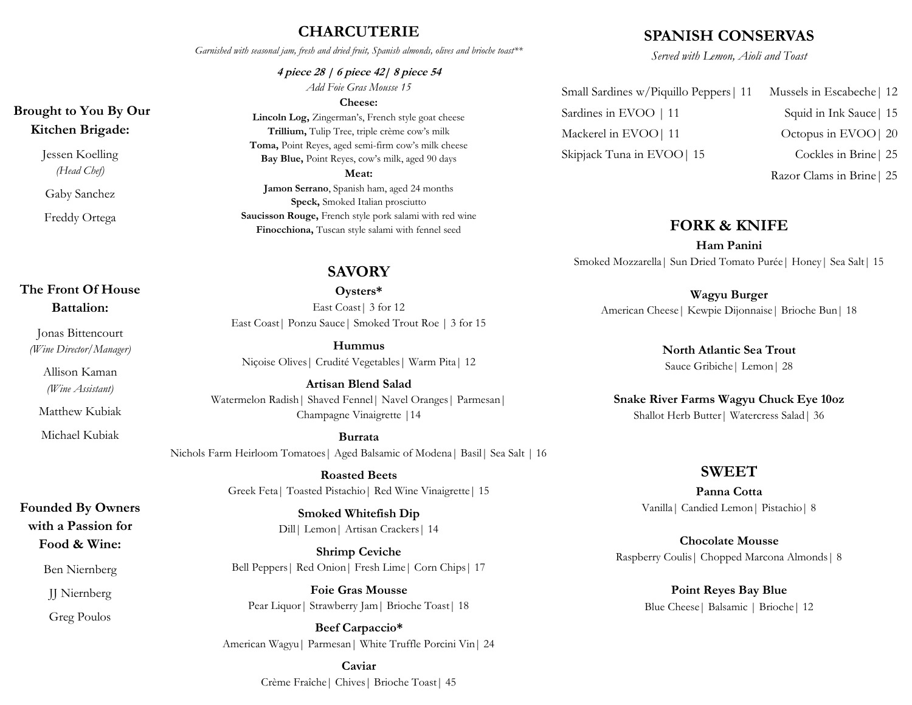### Brought to You By Our Kitchen Brigade:

Jessen Koelling
*(Head Chef)*

Gaby Sanchez

Freddy Ortega

### The Front Of House Battalion:

Jonas Bittencourt
*(Wine Director/Manager)*

Allison Kaman
*(Wine Assistant)*

Matthew Kubiak

Michael Kubiak

### Founded By Owners with a Passion for Food & Wine:

Ben Niernberg

JJ Niernberg

Greg Poulos

## CHARCUTERIE

*Garnished with seasonal jam, fresh and dried fruit, Spanish almonds, olives and brioche toast**

***4 piece 28 | 6 piece 42| 8 piece 54***

*Add Foie Gras Mousse 15*

**Cheese:**

**Lincoln Log,** Zingerman's, French style goat cheese
**Trillium,** Tulip Tree, triple crème cow's milk
**Toma,** Point Reyes, aged semi-firm cow's milk cheese
**Bay Blue,** Point Reyes, cow's milk, aged 90 days

**Meat:**

**Jamon Serrano**, Spanish ham, aged 24 months
**Speck,** Smoked Italian prosciutto
**Saucisson Rouge,** French style pork salami with red wine
**Finocchiona,** Tuscan style salami with fennel seed

## SAVORY

**Oysters***
East Coast| 3 for 12
East Coast| Ponzu Sauce| Smoked Trout Roe | 3 for 15

**Hummus**
Niçoise Olives| Crudité Vegetables| Warm Pita| 12

**Artisan Blend Salad**
Watermelon Radish| Shaved Fennel| Navel Oranges| Parmesan| Champagne Vinaigrette |14

**Burrata**
Nichols Farm Heirloom Tomatoes| Aged Balsamic of Modena| Basil| Sea Salt | 16

**Roasted Beets**
Greek Feta| Toasted Pistachio| Red Wine Vinaigrette| 15

**Smoked Whitefish Dip**
Dill| Lemon| Artisan Crackers| 14

**Shrimp Ceviche**
Bell Peppers| Red Onion| Fresh Lime| Corn Chips| 17

**Foie Gras Mousse**
Pear Liquor| Strawberry Jam| Brioche Toast| 18

**Beef Carpaccio***
American Wagyu| Parmesan| White Truffle Porcini Vin| 24

**Caviar**
Crème Fraîche| Chives| Brioche Toast| 45

## SPANISH CONSERVAS

*Served with Lemon, Aioli and Toast*

Small Sardines w/Piquillo Peppers| 11
Sardines in EVOO | 11
Mackerel in EVOO| 11
Skipjack Tuna in EVOO| 15
Mussels in Escabeche| 12
Squid in Ink Sauce| 15
Octopus in EVOO| 20
Cockles in Brine| 25
Razor Clams in Brine| 25

## FORK & KNIFE

**Ham Panini**
Smoked Mozzarella| Sun Dried Tomato Purée| Honey| Sea Salt| 15

**Wagyu Burger**
American Cheese| Kewpie Dijonnaise| Brioche Bun| 18

**North Atlantic Sea Trout**
Sauce Gribiche| Lemon| 28

**Snake River Farms Wagyu Chuck Eye 10oz**
Shallot Herb Butter| Watercress Salad| 36

## SWEET

**Panna Cotta**
Vanilla| Candied Lemon| Pistachio| 8

**Chocolate Mousse**
Raspberry Coulis| Chopped Marcona Almonds| 8

**Point Reyes Bay Blue**
Blue Cheese| Balsamic | Brioche| 12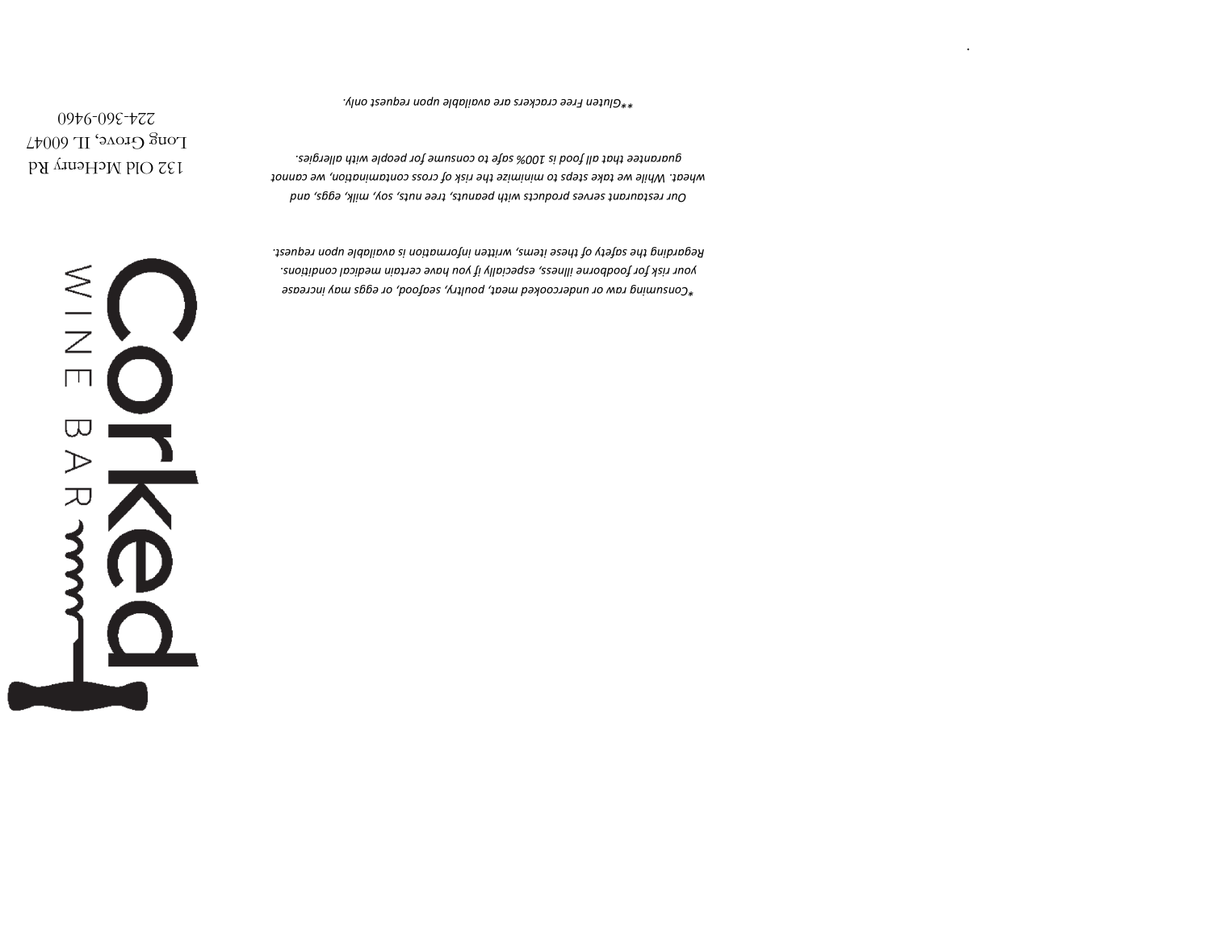# Corked

WINE BAR

132 Old McHenry Rd
Long Grove, IL 60047
224-360-9460

*Consuming raw or undercooked meat, poultry, seafood, or eggs may increase your risk for foodborne illness, especially if you have certain medical conditions. Regarding the safety of these items, written information is available upon request.*

*Our restaurant serves products with peanuts, tree nuts, soy, milk, eggs, and wheat. While we take steps to minimize the risk of cross contamination, we cannot guarantee that all food is 100% safe to consume for people with allergies.*

*\*\*Gluten Free crackers are available upon request only.*